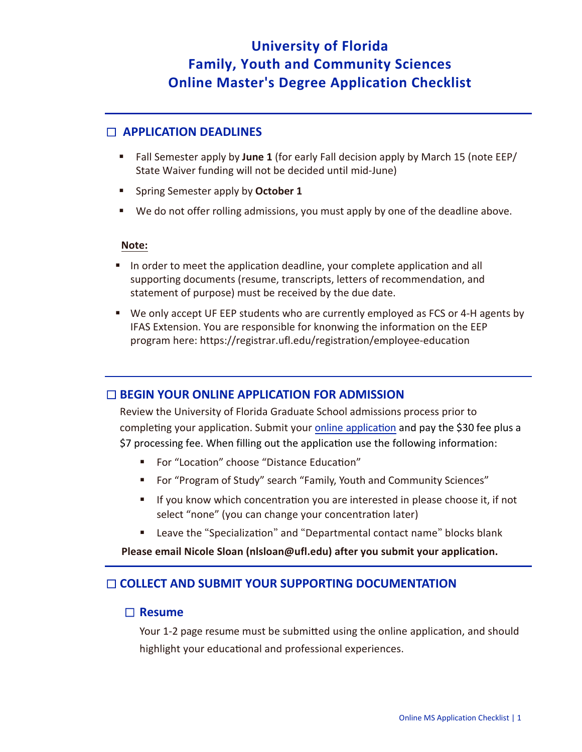# University of Florida
# Family, Youth and Community Sciences
# Online Master's Degree Application Checklist

## ☐ APPLICATION DEADLINES

- Fall Semester apply by **June 1** (for early Fall decision apply by March 15 (note EEP/ State Waiver funding will not be decided until mid-June)
- Spring Semester apply by **October 1**
- We do not offer rolling admissions, you must apply by one of the deadline above.

**Note:**

- In order to meet the application deadline, your complete application and all supporting documents (resume, transcripts, letters of recommendation, and statement of purpose) must be received by the due date.
- We only accept UF EEP students who are currently employed as FCS or 4-H agents by IFAS Extension. You are responsible for knonwing the information on the EEP program here: https://registrar.ufl.edu/registration/employee-education

## ☐ BEGIN YOUR ONLINE APPLICATION FOR ADMISSION

Review the University of Florida Graduate School admissions process prior to completing your application. Submit your online application and pay the $30 fee plus a $7 processing fee. When filling out the application use the following information:

- For “Location” choose “Distance Education”
- For “Program of Study” search “Family, Youth and Community Sciences”
- If you know which concentration you are interested in please choose it, if not select “none” (you can change your concentration later)
- Leave the “Specialization” and “Departmental contact name” blocks blank

**Please email Nicole Sloan (nlsloan@ufl.edu) after you submit your application.**

## ☐ COLLECT AND SUBMIT YOUR SUPPORTING DOCUMENTATION

### ☐ Resume

Your 1-2 page resume must be submitted using the online application, and should highlight your educational and professional experiences.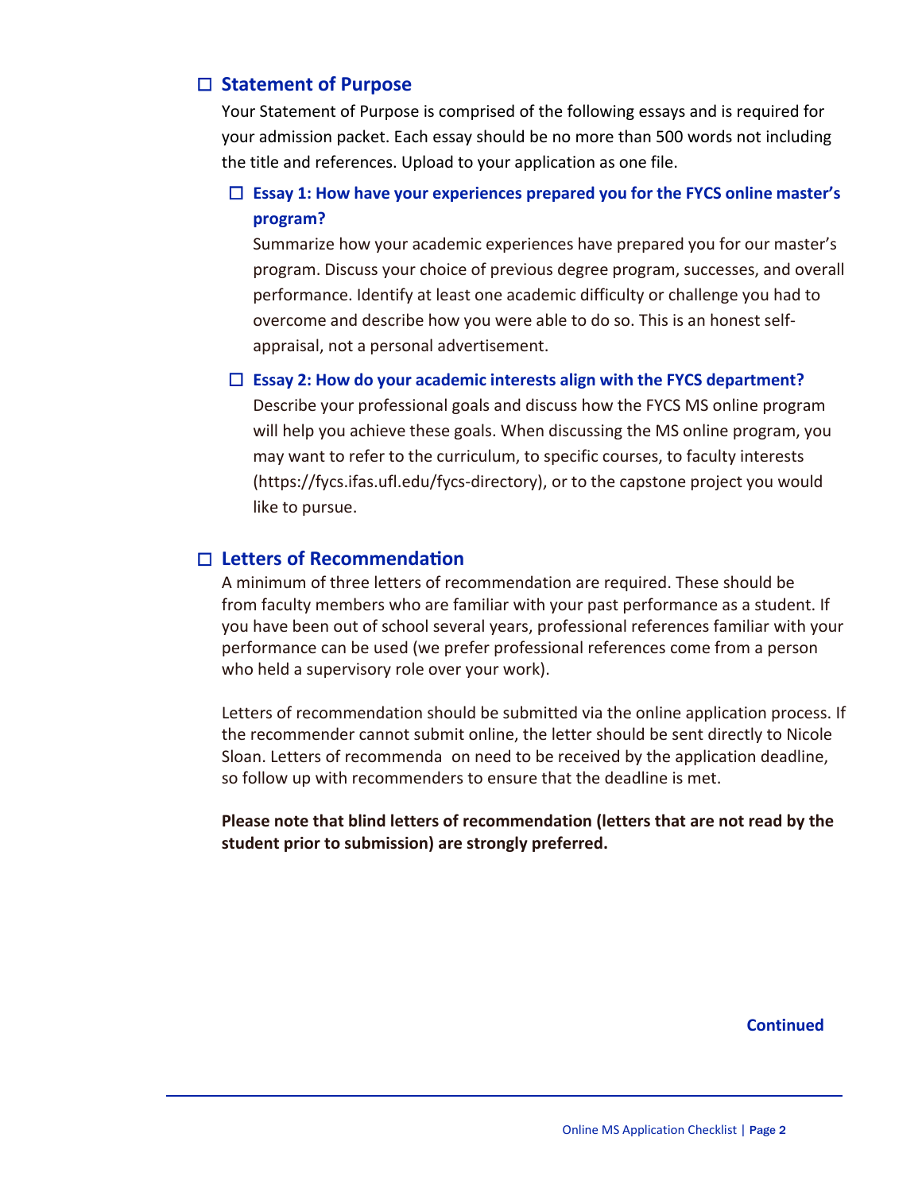## ☐ Statement of Purpose

Your Statement of Purpose is comprised of the following essays and is required for your admission packet. Each essay should be no more than 500 words not including the title and references. Upload to your application as one file.

### ☐ Essay 1: How have your experiences prepared you for the FYCS online master's program?

Summarize how your academic experiences have prepared you for our master's program. Discuss your choice of previous degree program, successes, and overall performance. Identify at least one academic difficulty or challenge you had to overcome and describe how you were able to do so. This is an honest self-appraisal, not a personal advertisement.

### ☐ Essay 2: How do your academic interests align with the FYCS department?

Describe your professional goals and discuss how the FYCS MS online program will help you achieve these goals. When discussing the MS online program, you may want to refer to the curriculum, to specific courses, to faculty interests (https://fycs.ifas.ufl.edu/fycs-directory), or to the capstone project you would like to pursue.

## ☐ Letters of Recommendation

A minimum of three letters of recommendation are required. These should be from faculty members who are familiar with your past performance as a student. If you have been out of school several years, professional references familiar with your performance can be used (we prefer professional references come from a person who held a supervisory role over your work).

Letters of recommendation should be submitted via the online application process. If the recommender cannot submit online, the letter should be sent directly to Nicole Sloan. Letters of recommenda on need to be received by the application deadline, so follow up with recommenders to ensure that the deadline is met.

**Please note that blind letters of recommendation (letters that are not read by the student prior to submission) are strongly preferred.**

**Continued**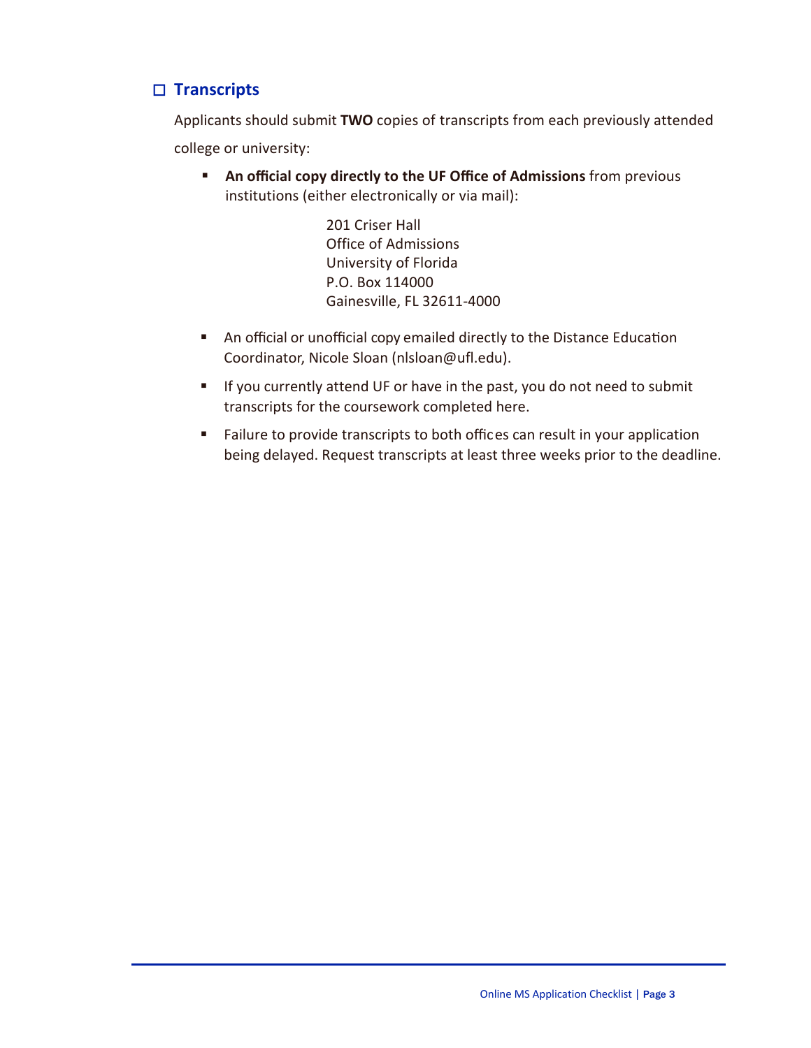## ☐ Transcripts

Applicants should submit **TWO** copies of transcripts from each previously attended college or university:

- **An official copy directly to the UF Office of Admissions** from previous institutions (either electronically or via mail):

  201 Criser Hall
  Office of Admissions
  University of Florida
  P.O. Box 114000
  Gainesville, FL 32611-4000

- An official or unofficial copy emailed directly to the Distance Education Coordinator, Nicole Sloan (nlsloan@ufl.edu).
- If you currently attend UF or have in the past, you do not need to submit transcripts for the coursework completed here.
- Failure to provide transcripts to both offices can result in your application being delayed. Request transcripts at least three weeks prior to the deadline.